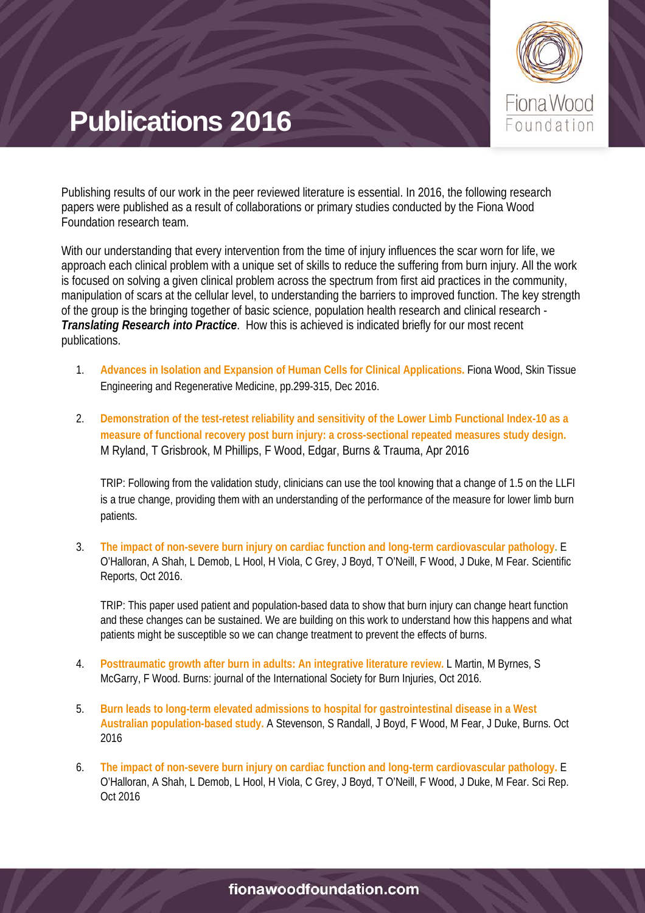# Publications 2016

Publishing results of our work in the peer reviewed literature is essential. In 2016, the following research papers were published as a result of collaborations or primary studies conducted by the Fiona Wood Foundation research team.

With our understanding that every intervention from the time of injury influences the scar worn for life, we approach each clinical problem with a unique set of skills to reduce the suffering from burn injury. All the work is focused on solving a given clinical problem across the spectrum from first aid practices in the community, manipulation of scars at the cellular level, to understanding the barriers to improved function. The key strength of the group is the bringing together of basic science, population health research and clinical research - ***Translating Research into Practice***. How this is achieved is indicated briefly for our most recent publications.

1. **Advances in Isolation and Expansion of Human Cells for Clinical Applications.** Fiona Wood, Skin Tissue Engineering and Regenerative Medicine, pp.299-315, Dec 2016.

2. **Demonstration of the test-retest reliability and sensitivity of the Lower Limb Functional Index-10 as a measure of functional recovery post burn injury: a cross-sectional repeated measures study design.** M Ryland, T Grisbrook, M Phillips, F Wood, Edgar, Burns & Trauma, Apr 2016

   TRIP: Following from the validation study, clinicians can use the tool knowing that a change of 1.5 on the LLFI is a true change, providing them with an understanding of the performance of the measure for lower limb burn patients.

3. **The impact of non-severe burn injury on cardiac function and long-term cardiovascular pathology.** E O'Halloran, A Shah, L Demob, L Hool, H Viola, C Grey, J Boyd, T O'Neill, F Wood, J Duke, M Fear. Scientific Reports, Oct 2016.

   TRIP: This paper used patient and population-based data to show that burn injury can change heart function and these changes can be sustained. We are building on this work to understand how this happens and what patients might be susceptible so we can change treatment to prevent the effects of burns.

4. **Posttraumatic growth after burn in adults: An integrative literature review.** L Martin, M Byrnes, S McGarry, F Wood. Burns: journal of the International Society for Burn Injuries, Oct 2016.

5. **Burn leads to long-term elevated admissions to hospital for gastrointestinal disease in a West Australian population-based study.** A Stevenson, S Randall, J Boyd, F Wood, M Fear, J Duke, Burns. Oct 2016

6. **The impact of non-severe burn injury on cardiac function and long-term cardiovascular pathology.** E O'Halloran, A Shah, L Demob, L Hool, H Viola, C Grey, J Boyd, T O'Neill, F Wood, J Duke, M Fear. Sci Rep. Oct 2016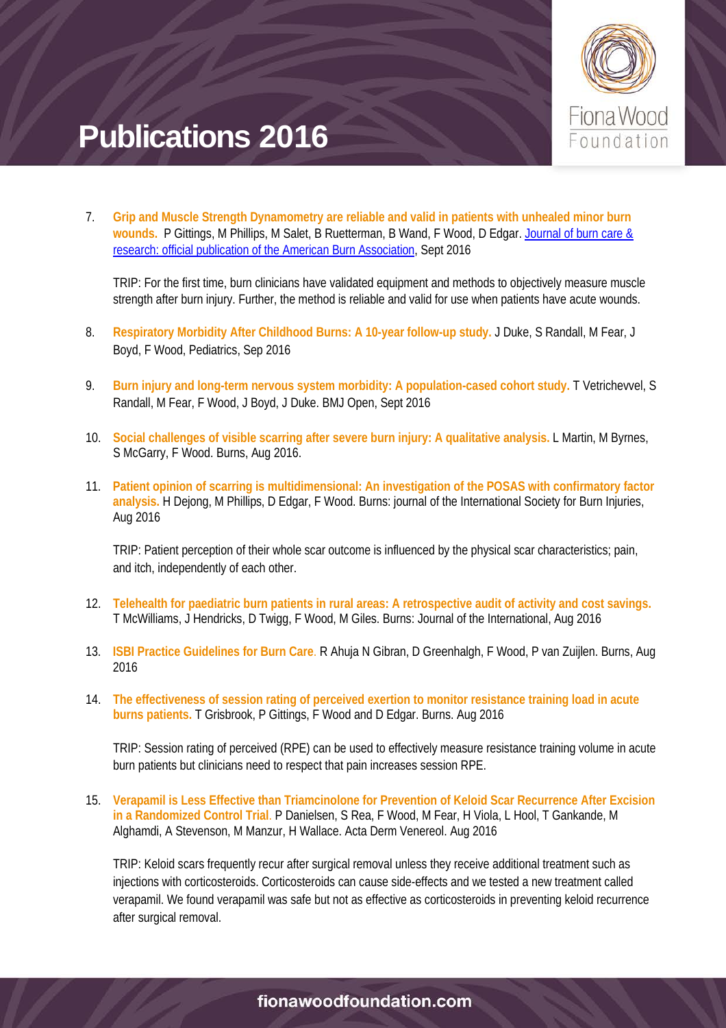# Publications 2016

7. **Grip and Muscle Strength Dynamometry are reliable and valid in patients with unhealed minor burn wounds.** P Gittings, M Phillips, M Salet, B Ruetterman, B Wand, F Wood, D Edgar. Journal of burn care & research: official publication of the American Burn Association, Sept 2016

   TRIP: For the first time, burn clinicians have validated equipment and methods to objectively measure muscle strength after burn injury. Further, the method is reliable and valid for use when patients have acute wounds.

8. **Respiratory Morbidity After Childhood Burns: A 10-year follow-up study.** J Duke, S Randall, M Fear, J Boyd, F Wood, Pediatrics, Sep 2016

9. **Burn injury and long-term nervous system morbidity: A population-cased cohort study.** T Vetrichevvel, S Randall, M Fear, F Wood, J Boyd, J Duke. BMJ Open, Sept 2016

10. **Social challenges of visible scarring after severe burn injury: A qualitative analysis.** L Martin, M Byrnes, S McGarry, F Wood. Burns, Aug 2016.

11. **Patient opinion of scarring is multidimensional: An investigation of the POSAS with confirmatory factor analysis.** H Dejong, M Phillips, D Edgar, F Wood. Burns: journal of the International Society for Burn Injuries, Aug 2016

    TRIP: Patient perception of their whole scar outcome is influenced by the physical scar characteristics; pain, and itch, independently of each other.

12. **Telehealth for paediatric burn patients in rural areas: A retrospective audit of activity and cost savings.** T McWilliams, J Hendricks, D Twigg, F Wood, M Giles. Burns: Journal of the International, Aug 2016

13. **ISBI Practice Guidelines for Burn Care**. R Ahuja N Gibran, D Greenhalgh, F Wood, P van Zuijlen. Burns, Aug 2016

14. **The effectiveness of session rating of perceived exertion to monitor resistance training load in acute burns patients.** T Grisbrook, P Gittings, F Wood and D Edgar. Burns. Aug 2016

    TRIP: Session rating of perceived (RPE) can be used to effectively measure resistance training volume in acute burn patients but clinicians need to respect that pain increases session RPE.

15. **Verapamil is Less Effective than Triamcinolone for Prevention of Keloid Scar Recurrence After Excision in a Randomized Control Trial**. P Danielsen, S Rea, F Wood, M Fear, H Viola, L Hool, T Gankande, M Alghamdi, A Stevenson, M Manzur, H Wallace. Acta Derm Venereol. Aug 2016

    TRIP: Keloid scars frequently recur after surgical removal unless they receive additional treatment such as injections with corticosteroids. Corticosteroids can cause side-effects and we tested a new treatment called verapamil. We found verapamil was safe but not as effective as corticosteroids in preventing keloid recurrence after surgical removal.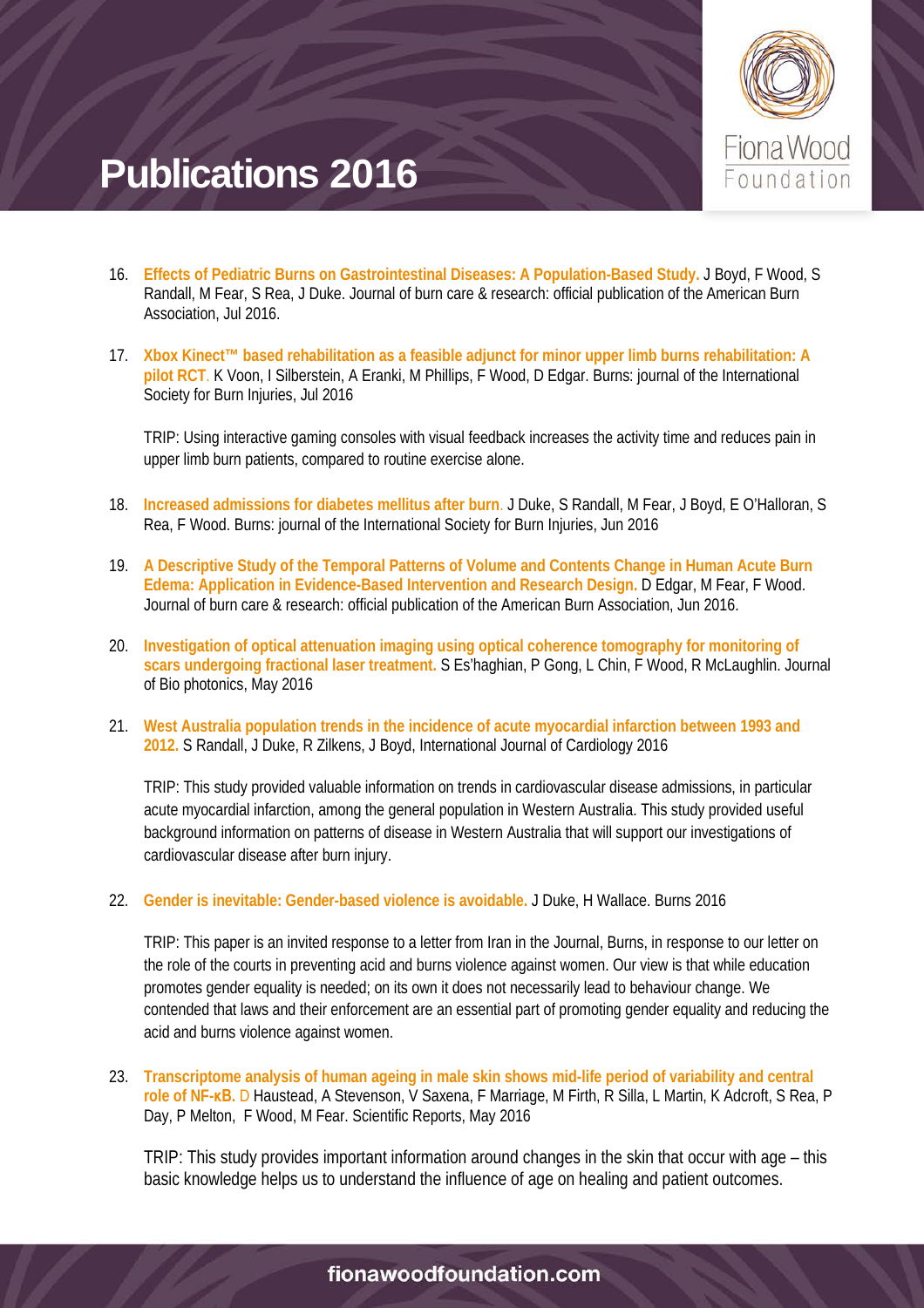# Publications 2016

16. **Effects of Pediatric Burns on Gastrointestinal Diseases: A Population-Based Study.** J Boyd, F Wood, S Randall, M Fear, S Rea, J Duke. Journal of burn care & research: official publication of the American Burn Association, Jul 2016.

17. **Xbox Kinect™ based rehabilitation as a feasible adjunct for minor upper limb burns rehabilitation: A pilot RCT**. K Voon, I Silberstein, A Eranki, M Phillips, F Wood, D Edgar. Burns: journal of the International Society for Burn Injuries, Jul 2016

    TRIP: Using interactive gaming consoles with visual feedback increases the activity time and reduces pain in upper limb burn patients, compared to routine exercise alone.

18. **Increased admissions for diabetes mellitus after burn**. J Duke, S Randall, M Fear, J Boyd, E O'Halloran, S Rea, F Wood. Burns: journal of the International Society for Burn Injuries, Jun 2016

19. **A Descriptive Study of the Temporal Patterns of Volume and Contents Change in Human Acute Burn Edema: Application in Evidence-Based Intervention and Research Design.** D Edgar, M Fear, F Wood. Journal of burn care & research: official publication of the American Burn Association, Jun 2016.

20. **Investigation of optical attenuation imaging using optical coherence tomography for monitoring of scars undergoing fractional laser treatment.** S Es'haghian, P Gong, L Chin, F Wood, R McLaughlin. Journal of Bio photonics, May 2016

21. **West Australia population trends in the incidence of acute myocardial infarction between 1993 and 2012.** S Randall, J Duke, R Zilkens, J Boyd, International Journal of Cardiology 2016

    TRIP: This study provided valuable information on trends in cardiovascular disease admissions, in particular acute myocardial infarction, among the general population in Western Australia. This study provided useful background information on patterns of disease in Western Australia that will support our investigations of cardiovascular disease after burn injury.

22. **Gender is inevitable: Gender-based violence is avoidable.** J Duke, H Wallace. Burns 2016

    TRIP: This paper is an invited response to a letter from Iran in the Journal, Burns, in response to our letter on the role of the courts in preventing acid and burns violence against women. Our view is that while education promotes gender equality is needed; on its own it does not necessarily lead to behaviour change. We contended that laws and their enforcement are an essential part of promoting gender equality and reducing the acid and burns violence against women.

23. **Transcriptome analysis of human ageing in male skin shows mid-life period of variability and central role of NF-κB.** D Haustead, A Stevenson, V Saxena, F Marriage, M Firth, R Silla, L Martin, K Adcroft, S Rea, P Day, P Melton, F Wood, M Fear. Scientific Reports, May 2016

    TRIP: This study provides important information around changes in the skin that occur with age – this basic knowledge helps us to understand the influence of age on healing and patient outcomes.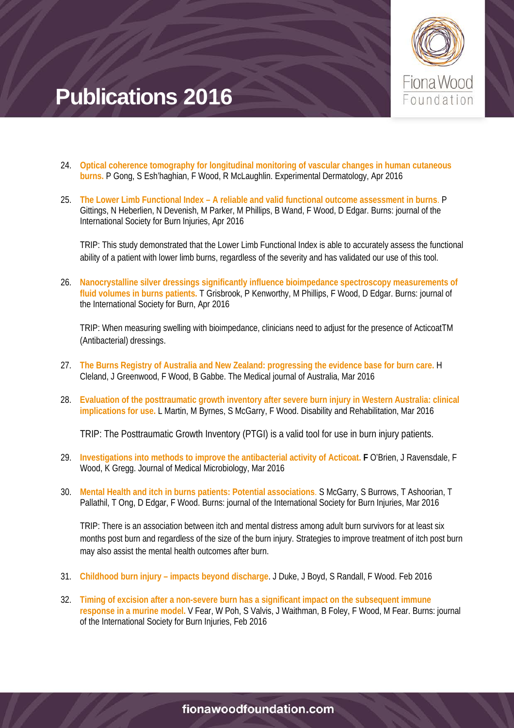# Publications 2016

24. **Optical coherence tomography for longitudinal monitoring of vascular changes in human cutaneous burns.** P Gong, S Esh'haghian, F Wood, R McLaughlin. Experimental Dermatology, Apr 2016

25. **The Lower Limb Functional Index – A reliable and valid functional outcome assessment in burns**. P Gittings, N Heberlien, N Devenish, M Parker, M Phillips, B Wand, F Wood, D Edgar. Burns: journal of the International Society for Burn Injuries, Apr 2016

    TRIP: This study demonstrated that the Lower Limb Functional Index is able to accurately assess the functional ability of a patient with lower limb burns, regardless of the severity and has validated our use of this tool.

26. **Nanocrystalline silver dressings significantly influence bioimpedance spectroscopy measurements of fluid volumes in burns patients.** T Grisbrook, P Kenworthy, M Phillips, F Wood, D Edgar. Burns: journal of the International Society for Burn, Apr 2016

    TRIP: When measuring swelling with bioimpedance, clinicians need to adjust for the presence of ActicoatTM (Antibacterial) dressings.

27. **The Burns Registry of Australia and New Zealand: progressing the evidence base for burn care.** H Cleland, J Greenwood, F Wood, B Gabbe. The Medical journal of Australia, Mar 2016

28. **Evaluation of the posttraumatic growth inventory after severe burn injury in Western Australia: clinical implications for use.** L Martin, M Byrnes, S McGarry, F Wood. Disability and Rehabilitation, Mar 2016

    TRIP: The Posttraumatic Growth Inventory (PTGI) is a valid tool for use in burn injury patients.

29. **Investigations into methods to improve the antibacterial activity of Acticoat.** **F** O'Brien, J Ravensdale, F Wood, K Gregg. Journal of Medical Microbiology, Mar 2016

30. **Mental Health and itch in burns patients: Potential associations**. S McGarry, S Burrows, T Ashoorian, T Pallathil, T Ong, D Edgar, F Wood. Burns: journal of the International Society for Burn Injuries, Mar 2016

    TRIP: There is an association between itch and mental distress among adult burn survivors for at least six months post burn and regardless of the size of the burn injury. Strategies to improve treatment of itch post burn may also assist the mental health outcomes after burn.

31. **Childhood burn injury – impacts beyond discharge**. J Duke, J Boyd, S Randall, F Wood. Feb 2016

32. **Timing of excision after a non-severe burn has a significant impact on the subsequent immune response in a murine model.** V Fear, W Poh, S Valvis, J Waithman, B Foley, F Wood, M Fear. Burns: journal of the International Society for Burn Injuries, Feb 2016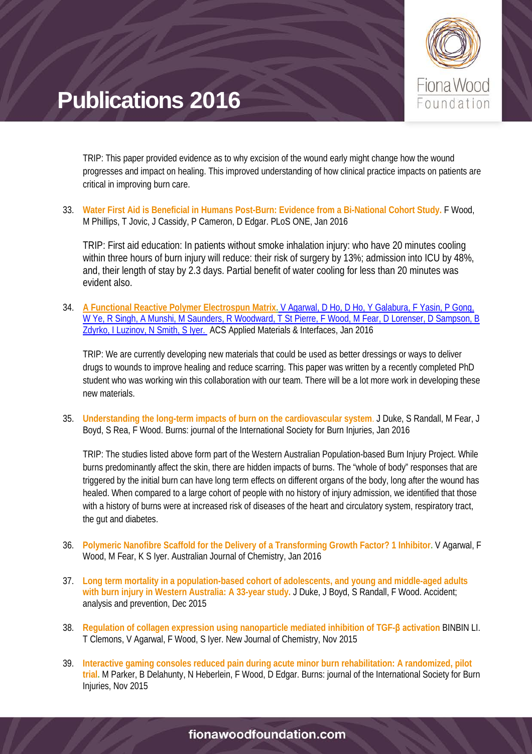# Publications 2016

TRIP: This paper provided evidence as to why excision of the wound early might change how the wound progresses and impact on healing. This improved understanding of how clinical practice impacts on patients are critical in improving burn care.

33. **Water First Aid is Beneficial in Humans Post-Burn: Evidence from a Bi-National Cohort Study.** F Wood, M Phillips, T Jovic, J Cassidy, P Cameron, D Edgar. PLoS ONE, Jan 2016

    TRIP: First aid education: In patients without smoke inhalation injury: who have 20 minutes cooling within three hours of burn injury will reduce: their risk of surgery by 13%; admission into ICU by 48%, and, their length of stay by 2.3 days. Partial benefit of water cooling for less than 20 minutes was evident also.

34. **A Functional Reactive Polymer Electrospun Matrix.** V Agarwal, D Ho, D Ho, Y Galabura, F Yasin, P Gong, W Ye, R Singh, A Munshi, M Saunders, R Woodward, T St Pierre, F Wood, M Fear, D Lorenser, D Sampson, B Zdyrko, I Luzinov, N Smith, S Iyer. ACS Applied Materials & Interfaces, Jan 2016

    TRIP: We are currently developing new materials that could be used as better dressings or ways to deliver drugs to wounds to improve healing and reduce scarring. This paper was written by a recently completed PhD student who was working win this collaboration with our team. There will be a lot more work in developing these new materials.

35. **Understanding the long-term impacts of burn on the cardiovascular system.** J Duke, S Randall, M Fear, J Boyd, S Rea, F Wood. Burns: journal of the International Society for Burn Injuries, Jan 2016

    TRIP: The studies listed above form part of the Western Australian Population-based Burn Injury Project. While burns predominantly affect the skin, there are hidden impacts of burns. The "whole of body" responses that are triggered by the initial burn can have long term effects on different organs of the body, long after the wound has healed. When compared to a large cohort of people with no history of injury admission, we identified that those with a history of burns were at increased risk of diseases of the heart and circulatory system, respiratory tract, the gut and diabetes.

36. **Polymeric Nanofibre Scaffold for the Delivery of a Transforming Growth Factor? 1 Inhibitor.** V Agarwal, F Wood, M Fear, K S Iyer. Australian Journal of Chemistry, Jan 2016

37. **Long term mortality in a population-based cohort of adolescents, and young and middle-aged adults with burn injury in Western Australia: A 33-year study.** J Duke, J Boyd, S Randall, F Wood. Accident; analysis and prevention, Dec 2015

38. **Regulation of collagen expression using nanoparticle mediated inhibition of TGF-β activation** BINBIN LI. T Clemons, V Agarwal, F Wood, S Iyer. New Journal of Chemistry, Nov 2015

39. **Interactive gaming consoles reduced pain during acute minor burn rehabilitation: A randomized, pilot trial.** M Parker, B Delahunty, N Heberlein, F Wood, D Edgar. Burns: journal of the International Society for Burn Injuries, Nov 2015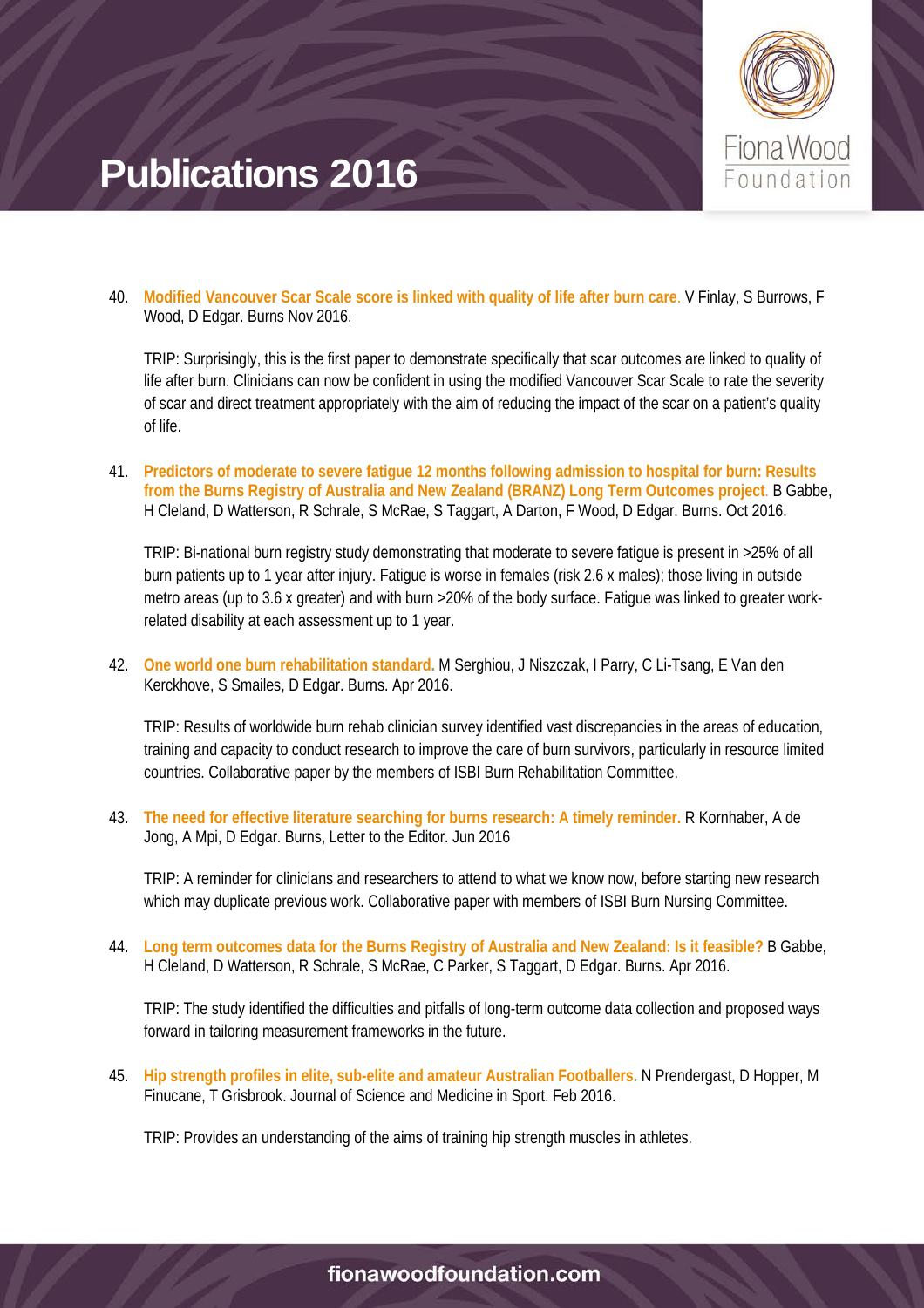# Publications 2016

40. **Modified Vancouver Scar Scale score is linked with quality of life after burn care**. V Finlay, S Burrows, F Wood, D Edgar. Burns Nov 2016.

    TRIP: Surprisingly, this is the first paper to demonstrate specifically that scar outcomes are linked to quality of life after burn. Clinicians can now be confident in using the modified Vancouver Scar Scale to rate the severity of scar and direct treatment appropriately with the aim of reducing the impact of the scar on a patient's quality of life.

41. **Predictors of moderate to severe fatigue 12 months following admission to hospital for burn: Results from the Burns Registry of Australia and New Zealand (BRANZ) Long Term Outcomes project**. B Gabbe, H Cleland, D Watterson, R Schrale, S McRae, S Taggart, A Darton, F Wood, D Edgar. Burns. Oct 2016.

    TRIP: Bi-national burn registry study demonstrating that moderate to severe fatigue is present in >25% of all burn patients up to 1 year after injury. Fatigue is worse in females (risk 2.6 x males); those living in outside metro areas (up to 3.6 x greater) and with burn >20% of the body surface. Fatigue was linked to greater work-related disability at each assessment up to 1 year.

42. **One world one burn rehabilitation standard.** M Serghiou, J Niszczak, I Parry, C Li-Tsang, E Van den Kerckhove, S Smailes, D Edgar. Burns. Apr 2016.

    TRIP: Results of worldwide burn rehab clinician survey identified vast discrepancies in the areas of education, training and capacity to conduct research to improve the care of burn survivors, particularly in resource limited countries. Collaborative paper by the members of ISBI Burn Rehabilitation Committee.

43. **The need for effective literature searching for burns research: A timely reminder.** R Kornhaber, A de Jong, A Mpi, D Edgar. Burns, Letter to the Editor. Jun 2016

    TRIP: A reminder for clinicians and researchers to attend to what we know now, before starting new research which may duplicate previous work. Collaborative paper with members of ISBI Burn Nursing Committee.

44. **Long term outcomes data for the Burns Registry of Australia and New Zealand: Is it feasible?** B Gabbe, H Cleland, D Watterson, R Schrale, S McRae, C Parker, S Taggart, D Edgar. Burns. Apr 2016.

    TRIP: The study identified the difficulties and pitfalls of long-term outcome data collection and proposed ways forward in tailoring measurement frameworks in the future.

45. **Hip strength profiles in elite, sub-elite and amateur Australian Footballers.** N Prendergast, D Hopper, M Finucane, T Grisbrook. Journal of Science and Medicine in Sport. Feb 2016.

    TRIP: Provides an understanding of the aims of training hip strength muscles in athletes.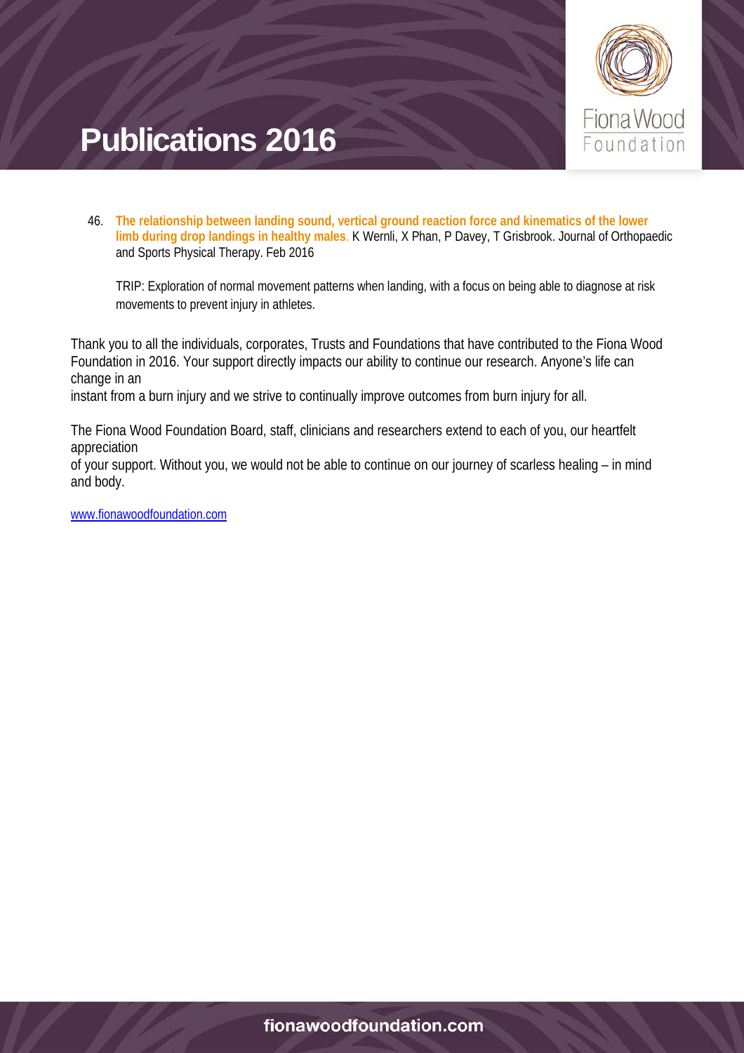# Publications 2016

46. **The relationship between landing sound, vertical ground reaction force and kinematics of the lower limb during drop landings in healthy males**. K Wernli, X Phan, P Davey, T Grisbrook. Journal of Orthopaedic and Sports Physical Therapy. Feb 2016

    TRIP: Exploration of normal movement patterns when landing, with a focus on being able to diagnose at risk movements to prevent injury in athletes.

Thank you to all the individuals, corporates, Trusts and Foundations that have contributed to the Fiona Wood Foundation in 2016. Your support directly impacts our ability to continue our research. Anyone's life can change in an instant from a burn injury and we strive to continually improve outcomes from burn injury for all.

The Fiona Wood Foundation Board, staff, clinicians and researchers extend to each of you, our heartfelt appreciation of your support. Without you, we would not be able to continue on our journey of scarless healing – in mind and body.

www.fionawoodfoundation.com